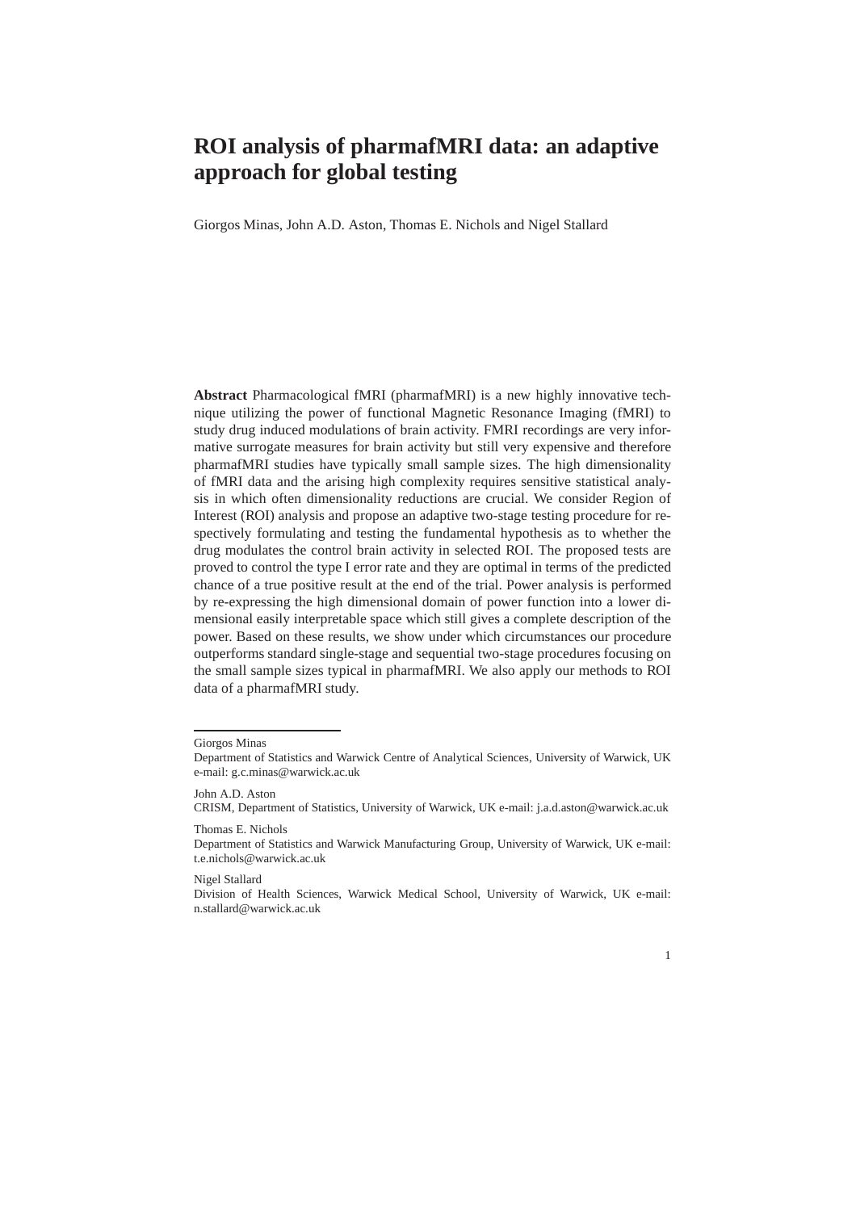# ROI analysis of pharmafMRI data: an adaptive approach for global testing

Giorgos Minas, John A.D. Aston, Thomas E. Nichols and Nigel Stallard

**Abstract** Pharmacological fMRI (pharmafMRI) is a new highly innovative technique utilizing the power of functional Magnetic Resonance Imaging (fMRI) to study drug induced modulations of brain activity. FMRI recordings are very informative surrogate measures for brain activity but still very expensive and therefore pharmafMRI studies have typically small sample sizes. The high dimensionality of fMRI data and the arising high complexity requires sensitive statistical analysis in which often dimensionality reductions are crucial. We consider Region of Interest (ROI) analysis and propose an adaptive two-stage testing procedure for respectively formulating and testing the fundamental hypothesis as to whether the drug modulates the control brain activity in selected ROI. The proposed tests are proved to control the type I error rate and they are optimal in terms of the predicted chance of a true positive result at the end of the trial. Power analysis is performed by re-expressing the high dimensional domain of power function into a lower dimensional easily interpretable space which still gives a complete description of the power. Based on these results, we show under which circumstances our procedure outperforms standard single-stage and sequential two-stage procedures focusing on the small sample sizes typical in pharmafMRI. We also apply our methods to ROI data of a pharmafMRI study.

---

Giorgos Minas
Department of Statistics and Warwick Centre of Analytical Sciences, University of Warwick, UK e-mail: g.c.minas@warwick.ac.uk

John A.D. Aston
CRISM, Department of Statistics, University of Warwick, UK e-mail: j.a.d.aston@warwick.ac.uk

Thomas E. Nichols
Department of Statistics and Warwick Manufacturing Group, University of Warwick, UK e-mail: t.e.nichols@warwick.ac.uk

Nigel Stallard
Division of Health Sciences, Warwick Medical School, University of Warwick, UK e-mail: n.stallard@warwick.ac.uk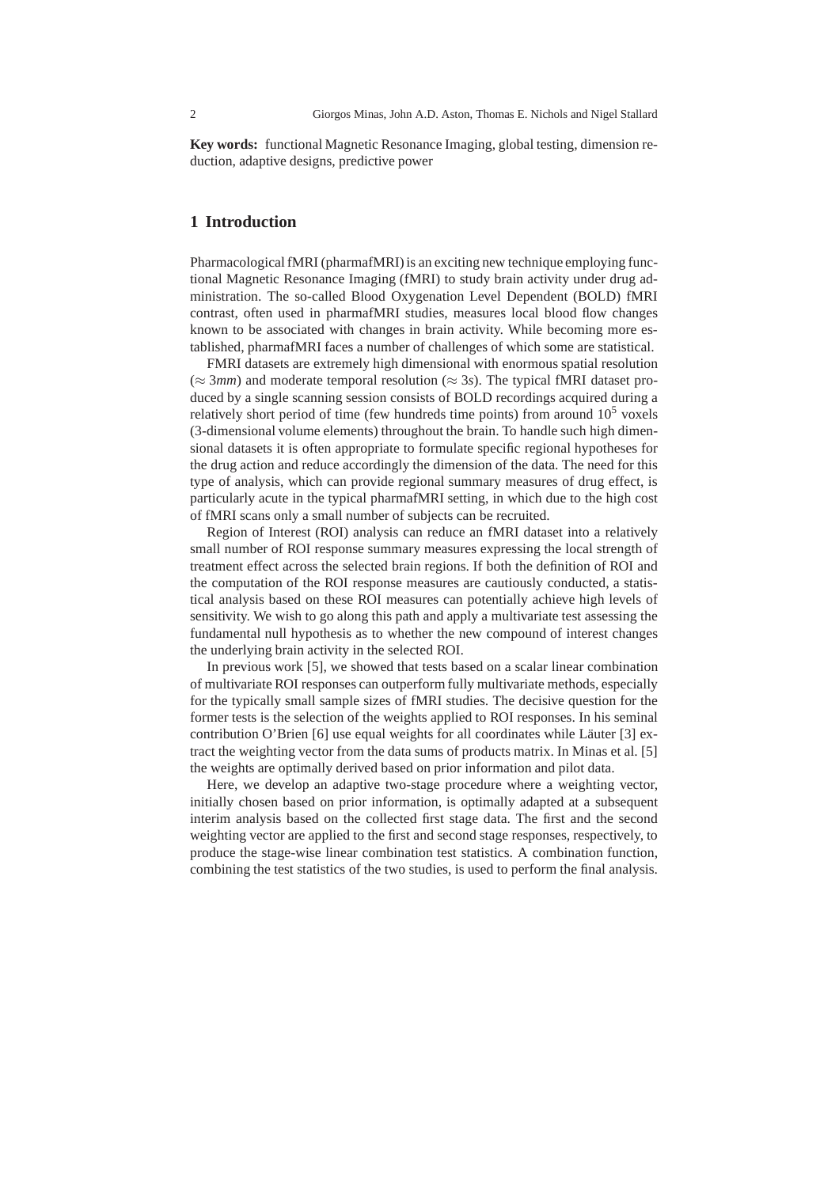**Key words:** functional Magnetic Resonance Imaging, global testing, dimension reduction, adaptive designs, predictive power

## 1 Introduction

Pharmacological fMRI (pharmafMRI) is an exciting new technique employing functional Magnetic Resonance Imaging (fMRI) to study brain activity under drug administration. The so-called Blood Oxygenation Level Dependent (BOLD) fMRI contrast, often used in pharmafMRI studies, measures local blood flow changes known to be associated with changes in brain activity. While becoming more established, pharmafMRI faces a number of challenges of which some are statistical.

FMRI datasets are extremely high dimensional with enormous spatial resolution ($\approx 3mm$) and moderate temporal resolution ($\approx 3s$). The typical fMRI dataset produced by a single scanning session consists of BOLD recordings acquired during a relatively short period of time (few hundreds time points) from around $10^5$ voxels (3-dimensional volume elements) throughout the brain. To handle such high dimensional datasets it is often appropriate to formulate specific regional hypotheses for the drug action and reduce accordingly the dimension of the data. The need for this type of analysis, which can provide regional summary measures of drug effect, is particularly acute in the typical pharmafMRI setting, in which due to the high cost of fMRI scans only a small number of subjects can be recruited.

Region of Interest (ROI) analysis can reduce an fMRI dataset into a relatively small number of ROI response summary measures expressing the local strength of treatment effect across the selected brain regions. If both the definition of ROI and the computation of the ROI response measures are cautiously conducted, a statistical analysis based on these ROI measures can potentially achieve high levels of sensitivity. We wish to go along this path and apply a multivariate test assessing the fundamental null hypothesis as to whether the new compound of interest changes the underlying brain activity in the selected ROI.

In previous work [5], we showed that tests based on a scalar linear combination of multivariate ROI responses can outperform fully multivariate methods, especially for the typically small sample sizes of fMRI studies. The decisive question for the former tests is the selection of the weights applied to ROI responses. In his seminal contribution O'Brien [6] use equal weights for all coordinates while Läuter [3] extract the weighting vector from the data sums of products matrix. In Minas et al. [5] the weights are optimally derived based on prior information and pilot data.

Here, we develop an adaptive two-stage procedure where a weighting vector, initially chosen based on prior information, is optimally adapted at a subsequent interim analysis based on the collected first stage data. The first and the second weighting vector are applied to the first and second stage responses, respectively, to produce the stage-wise linear combination test statistics. A combination function, combining the test statistics of the two studies, is used to perform the final analysis.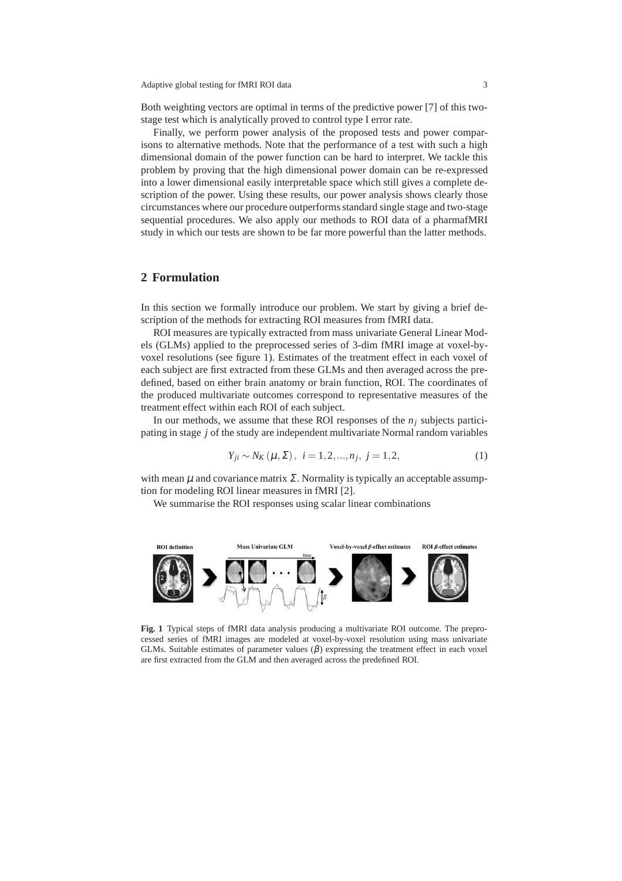Both weighting vectors are optimal in terms of the predictive power [7] of this two-stage test which is analytically proved to control type I error rate.

Finally, we perform power analysis of the proposed tests and power comparisons to alternative methods. Note that the performance of a test with such a high dimensional domain of the power function can be hard to interpret. We tackle this problem by proving that the high dimensional power domain can be re-expressed into a lower dimensional easily interpretable space which still gives a complete description of the power. Using these results, our power analysis shows clearly those circumstances where our procedure outperforms standard single stage and two-stage sequential procedures. We also apply our methods to ROI data of a pharmafMRI study in which our tests are shown to be far more powerful than the latter methods.

## 2 Formulation

In this section we formally introduce our problem. We start by giving a brief description of the methods for extracting ROI measures from fMRI data.

ROI measures are typically extracted from mass univariate General Linear Models (GLMs) applied to the preprocessed series of 3-dim fMRI image at voxel-by-voxel resolutions (see figure 1). Estimates of the treatment effect in each voxel of each subject are first extracted from these GLMs and then averaged across the predefined, based on either brain anatomy or brain function, ROI. The coordinates of the produced multivariate outcomes correspond to representative measures of the treatment effect within each ROI of each subject.

In our methods, we assume that these ROI responses of the $n_j$ subjects participating in stage $j$ of the study are independent multivariate Normal random variables

$$Y_{ji} \sim N_K(\mu, \Sigma), \;\; i = 1, 2, ..., n_j, \;\; j = 1, 2, \tag{1}$$

with mean $\mu$ and covariance matrix $\Sigma$. Normality is typically an acceptable assumption for modeling ROI linear measures in fMRI [2].

We summarise the ROI responses using scalar linear combinations

ROI definition

Mass Univariate GLM

time

Voxel-by-voxel $\beta$-effect estimates

ROI $\beta$-effect estimates

**Fig. 1** Typical steps of fMRI data analysis producing a multivariate ROI outcome. The preprocessed series of fMRI images are modeled at voxel-by-voxel resolution using mass univariate GLMs. Suitable estimates of parameter values ($\beta$) expressing the treatment effect in each voxel are first extracted from the GLM and then averaged across the predefined ROI.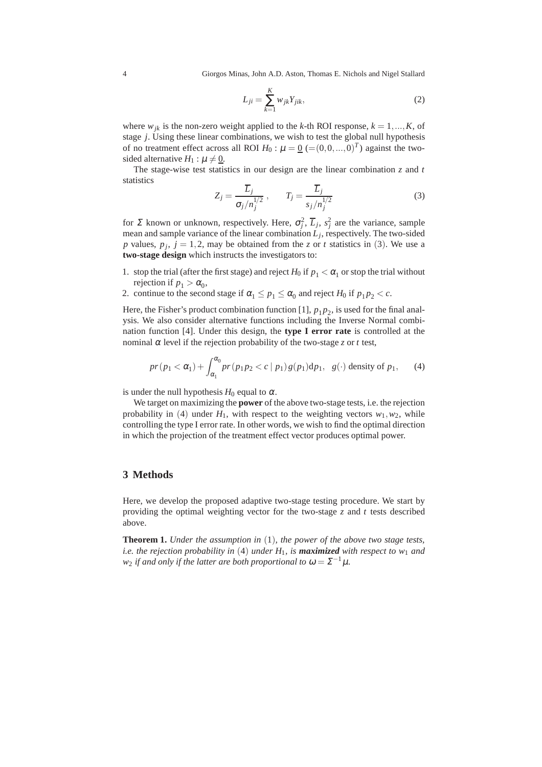$$L_{ji} = \sum_{k=1}^{K} w_{jk} Y_{jik}, \tag{2}$$

where $w_{jk}$ is the non-zero weight applied to the $k$-th ROI response, $k = 1,...,K$, of stage $j$. Using these linear combinations, we wish to test the global null hypothesis of no treatment effect across all ROI $H_0 : \mu = \underline{0}$ $(=(0,0,...,0)^T)$ against the two-sided alternative $H_1 : \mu \neq \underline{0}$.

The stage-wise test statistics in our design are the linear combination $z$ and $t$ statistics

$$Z_j = \frac{\overline{L}_j}{\sigma_j / n_j^{1/2}}, \qquad T_j = \frac{\overline{L}_j}{s_j / n_j^{1/2}} \tag{3}$$

for $\Sigma$ known or unknown, respectively. Here, $\sigma_j^2$, $\overline{L}_j$, $s_j^2$ are the variance, sample mean and sample variance of the linear combination $L_j$, respectively. The two-sided $p$ values, $p_j$, $j = 1,2$, may be obtained from the $z$ or $t$ statistics in (3). We use a **two-stage design** which instructs the investigators to:

1. stop the trial (after the first stage) and reject $H_0$ if $p_1 < \alpha_1$ or stop the trial without rejection if $p_1 > \alpha_0$,
2. continue to the second stage if $\alpha_1 \leq p_1 \leq \alpha_0$ and reject $H_0$ if $p_1 p_2 < c$.

Here, the Fisher's product combination function [1], $p_1 p_2$, is used for the final analysis. We also consider alternative functions including the Inverse Normal combination function [4]. Under this design, the **type I error rate** is controlled at the nominal $\alpha$ level if the rejection probability of the two-stage $z$ or $t$ test,

$$pr(p_1 < \alpha_1) + \int_{\alpha_1}^{\alpha_0} pr(p_1 p_2 < c \mid p_1) g(p_1) \mathrm{d}p_1, \quad g(\cdot) \text{ density of } p_1, \tag{4}$$

is under the null hypothesis $H_0$ equal to $\alpha$.

We target on maximizing the **power** of the above two-stage tests, i.e. the rejection probability in (4) under $H_1$, with respect to the weighting vectors $w_1, w_2$, while controlling the type I error rate. In other words, we wish to find the optimal direction in which the projection of the treatment effect vector produces optimal power.

## 3 Methods

Here, we develop the proposed adaptive two-stage testing procedure. We start by providing the optimal weighting vector for the two-stage $z$ and $t$ tests described above.

**Theorem 1.** *Under the assumption in* (1)*, the power of the above two stage tests, i.e. the rejection probability in* (4) *under* $H_1$*, is* ***maximized*** *with respect to* $w_1$ *and* $w_2$ *if and only if the latter are both proportional to* $\omega = \Sigma^{-1}\mu$*.*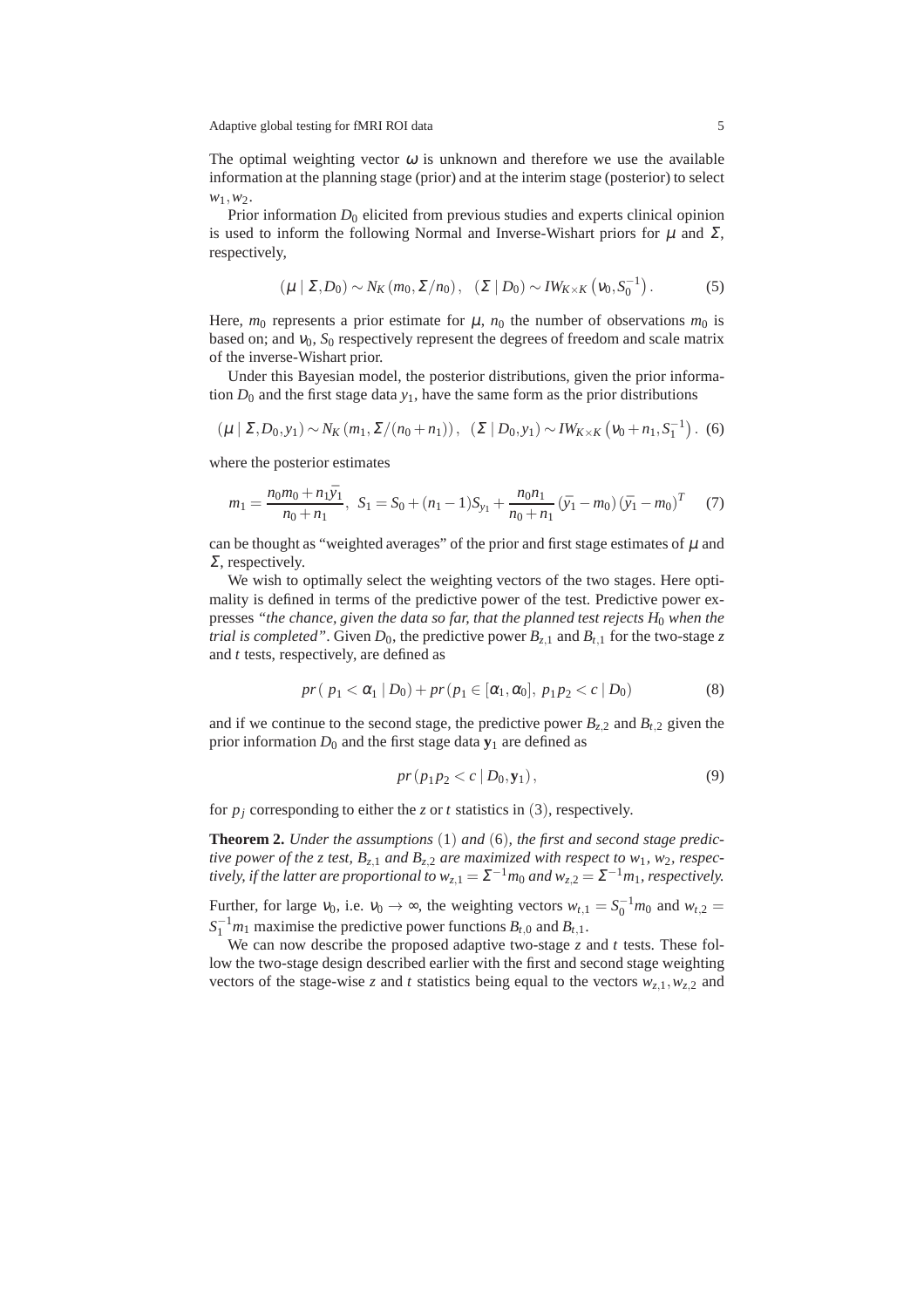The optimal weighting vector $\omega$ is unknown and therefore we use the available information at the planning stage (prior) and at the interim stage (posterior) to select $w_1, w_2$.

Prior information $D_0$ elicited from previous studies and experts clinical opinion is used to inform the following Normal and Inverse-Wishart priors for $\mu$ and $\Sigma$, respectively,

$$(\mu \mid \Sigma, D_0) \sim N_K(m_0, \Sigma/n_0), \quad (\Sigma \mid D_0) \sim IW_{K\times K}\left(\nu_0, S_0^{-1}\right). \tag{5}$$

Here, $m_0$ represents a prior estimate for $\mu$, $n_0$ the number of observations $m_0$ is based on; and $\nu_0$, $S_0$ respectively represent the degrees of freedom and scale matrix of the inverse-Wishart prior.

Under this Bayesian model, the posterior distributions, given the prior information $D_0$ and the first stage data $y_1$, have the same form as the prior distributions

$$(\mu \mid \Sigma, D_0, y_1) \sim N_K(m_1, \Sigma/(n_0+n_1)), \quad (\Sigma \mid D_0, y_1) \sim IW_{K\times K}\left(\nu_0+n_1, S_1^{-1}\right). \tag{6}$$

where the posterior estimates

$$m_1 = \frac{n_0 m_0 + n_1 \bar{y_1}}{n_0+n_1}, \quad S_1 = S_0 + (n_1-1)S_{y_1} + \frac{n_0 n_1}{n_0+n_1}(\bar{y_1}-m_0)(\bar{y_1}-m_0)^T \tag{7}$$

can be thought as "weighted averages" of the prior and first stage estimates of $\mu$ and $\Sigma$, respectively.

We wish to optimally select the weighting vectors of the two stages. Here optimality is defined in terms of the predictive power of the test. Predictive power expresses *"the chance, given the data so far, that the planned test rejects $H_0$ when the trial is completed"*. Given $D_0$, the predictive power $B_{z,1}$ and $B_{t,1}$ for the two-stage $z$ and $t$ tests, respectively, are defined as

$$pr(\, p_1 < \alpha_1 \mid D_0) + pr(p_1 \in [\alpha_1, \alpha_0],\ p_1 p_2 < c \mid D_0) \tag{8}$$

and if we continue to the second stage, the predictive power $B_{z,2}$ and $B_{t,2}$ given the prior information $D_0$ and the first stage data $\mathbf{y}_1$ are defined as

$$pr(p_1 p_2 < c \mid D_0, \mathbf{y}_1), \tag{9}$$

for $p_j$ corresponding to either the $z$ or $t$ statistics in (3), respectively.

**Theorem 2.** *Under the assumptions* (1) *and* (6)*, the first and second stage predictive power of the z test, $B_{z,1}$ and $B_{z,2}$ are maximized with respect to $w_1$, $w_2$, respectively, if the latter are proportional to $w_{z,1} = \Sigma^{-1} m_0$ and $w_{z,2} = \Sigma^{-1} m_1$, respectively.*

Further, for large $\nu_0$, i.e. $\nu_0 \to \infty$, the weighting vectors $w_{t,1} = S_0^{-1} m_0$ and $w_{t,2} = S_1^{-1} m_1$ maximise the predictive power functions $B_{t,0}$ and $B_{t,1}$.

We can now describe the proposed adaptive two-stage $z$ and $t$ tests. These follow the two-stage design described earlier with the first and second stage weighting vectors of the stage-wise $z$ and $t$ statistics being equal to the vectors $w_{z,1}, w_{z,2}$ and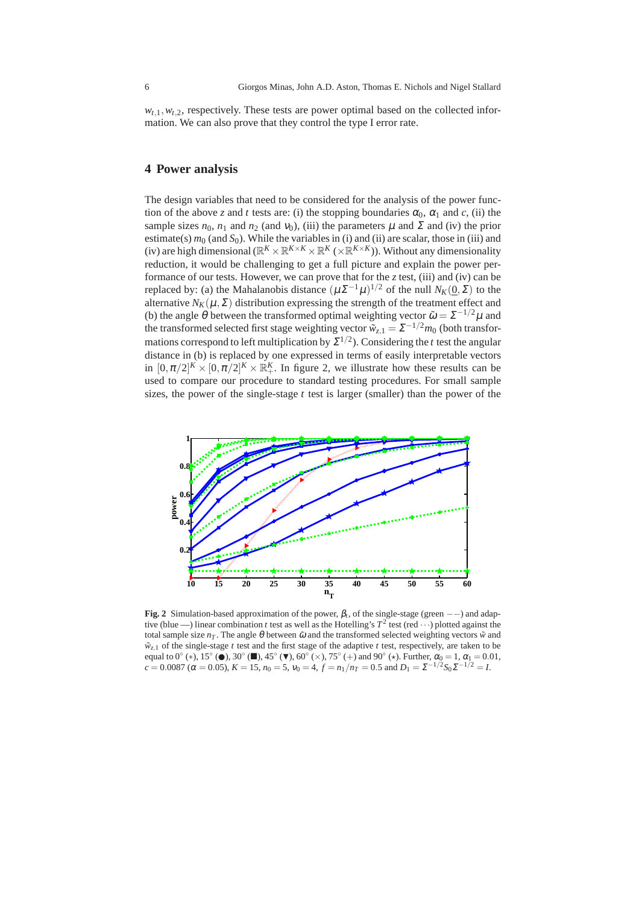$w_{t,1}, w_{t,2}$, respectively. These tests are power optimal based on the collected information. We can also prove that they control the type I error rate.

## 4 Power analysis

The design variables that need to be considered for the analysis of the power function of the above $z$ and $t$ tests are: (i) the stopping boundaries $\alpha_0$, $\alpha_1$ and $c$, (ii) the sample sizes $n_0$, $n_1$ and $n_2$ (and $\nu_0$), (iii) the parameters $\mu$ and $\Sigma$ and (iv) the prior estimate(s) $m_0$ (and $S_0$). While the variables in (i) and (ii) are scalar, those in (iii) and (iv) are high dimensional ($\mathbb{R}^K \times \mathbb{R}^{K\times K} \times \mathbb{R}^K$ ($\times \mathbb{R}^{K\times K}$)). Without any dimensionality reduction, it would be challenging to get a full picture and explain the power performance of our tests. However, we can prove that for the $z$ test, (iii) and (iv) can be replaced by: (a) the Mahalanobis distance $(\mu\Sigma^{-1}\mu)^{1/2}$ of the null $N_K(\underline{0}, \Sigma)$ to the alternative $N_K(\mu, \Sigma)$ distribution expressing the strength of the treatment effect and (b) the angle $\theta$ between the transformed optimal weighting vector $\tilde{\omega} = \Sigma^{-1/2}\mu$ and the transformed selected first stage weighting vector $\tilde{w}_{z,1} = \Sigma^{-1/2}m_0$ (both transformations correspond to left multiplication by $\Sigma^{1/2}$). Considering the $t$ test the angular distance in (b) is replaced by one expressed in terms of easily interpretable vectors in $[0, \pi/2]^K \times [0, \pi/2]^K \times \mathbb{R}_+^K$. In figure 2, we illustrate how these results can be used to compare our procedure to standard testing procedures. For small sample sizes, the power of the single-stage $t$ test is larger (smaller) than the power of the

power
$\mathbf{n_T}$
1
0.8
0.6
0.4
0.2
10
15
20
25
30
35
40
45
50
55
60

**Fig. 2** Simulation-based approximation of the power, $\beta_t$, of the single-stage (green $--$) and adaptive (blue —) linear combination $t$ test as well as the Hotelling's $T^2$ test (red $\cdots$) plotted against the total sample size $n_T$. The angle $\theta$ between $\tilde{\omega}$ and the transformed selected weighting vectors $\tilde{w}$ and $\tilde{w}_{z,1}$ of the single-stage $t$ test and the first stage of the adaptive $t$ test, respectively, are taken to be equal to $0^\circ$ ($*$), $15^\circ$ (●), $30^\circ$ (■), $45^\circ$ (▼), $60^\circ$ ($\times$), $75^\circ$ ($+$) and $90^\circ$ ($\star$). Further, $\alpha_0 = 1$, $\alpha_1 = 0.01$, $c = 0.0087$ ($\alpha = 0.05$), $K = 15$, $n_0 = 5$, $\nu_0 = 4$, $f = n_1/n_T = 0.5$ and $D_1 = \Sigma^{-1/2}S_0\Sigma^{-1/2} = I$.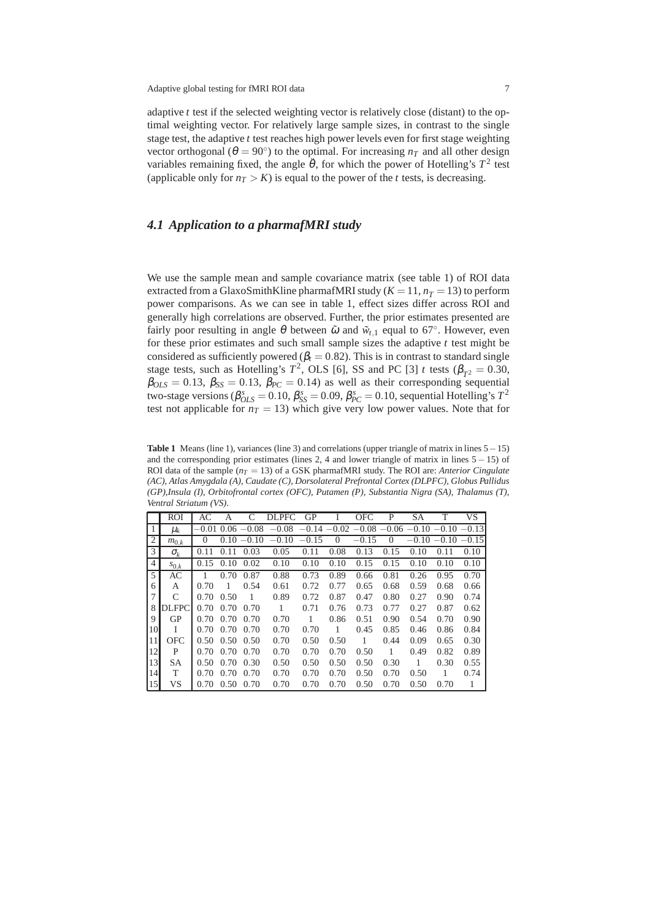adaptive $t$ test if the selected weighting vector is relatively close (distant) to the optimal weighting vector. For relatively large sample sizes, in contrast to the single stage test, the adaptive $t$ test reaches high power levels even for first stage weighting vector orthogonal ($\theta = 90°$) to the optimal. For increasing $n_T$ and all other design variables remaining fixed, the angle $\check{\theta}$, for which the power of Hotelling's $T^2$ test (applicable only for $n_T > K$) is equal to the power of the $t$ tests, is decreasing.

### *4.1 Application to a pharmafMRI study*

We use the sample mean and sample covariance matrix (see table 1) of ROI data extracted from a GlaxoSmithKline pharmafMRI study ($K = 11$, $n_T = 13$) to perform power comparisons. As we can see in table 1, effect sizes differ across ROI and generally high correlations are observed. Further, the prior estimates presented are fairly poor resulting in angle $\theta$ between $\tilde{\omega}$ and $\tilde{w}_{t,1}$ equal to $67°$. However, even for these prior estimates and such small sample sizes the adaptive $t$ test might be considered as sufficiently powered ($\beta_t = 0.82$). This is in contrast to standard single stage tests, such as Hotelling's $T^2$, OLS [6], SS and PC [3] $t$ tests ($\beta_{T^2} = 0.30$, $\beta_{OLS} = 0.13$, $\beta_{SS} = 0.13$, $\beta_{PC} = 0.14$) as well as their corresponding sequential two-stage versions ($\beta^s_{OLS} = 0.10$, $\beta^s_{SS} = 0.09$, $\beta^s_{PC} = 0.10$, sequential Hotelling's $T^2$ test not applicable for $n_T = 13$) which give very low power values. Note that for

**Table 1** Means (line 1), variances (line 3) and correlations (upper triangle of matrix in lines 5 – 15) and the corresponding prior estimates (lines 2, 4 and lower triangle of matrix in lines 5 – 15) of ROI data of the sample ($n_T = 13$) of a GSK pharmafMRI study. The ROI are: *Anterior Cingulate (AC), Atlas Amygdala (A), Caudate (C), Dorsolateral Prefrontal Cortex (DLPFC), Globus Pallidus (GP),Insula (I), Orbitofrontal cortex (OFC), Putamen (P), Substantia Nigra (SA), Thalamus (T), Ventral Striatum (VS).*

| | ROI | AC | A | C | DLPFC | GP | I | OFC | P | SA | T | VS |
|---|---|---|---|---|---|---|---|---|---|---|---|---|
| 1 | $\mu_k$ | $-0.01$ | $0.06$ | $-0.08$ | $-0.08$ | $-0.14$ | $-0.02$ | $-0.08$ | $-0.06$ | $-0.10$ | $-0.10$ | $-0.13$ |
| 2 | $m_{0,k}$ | 0 | 0.10 | $-0.10$ | $-0.10$ | $-0.15$ | 0 | $-0.15$ | 0 | $-0.10$ | $-0.10$ | $-0.15$ |
| 3 | $\sigma_k$ | 0.11 | 0.11 | 0.03 | 0.05 | 0.11 | 0.08 | 0.13 | 0.15 | 0.10 | 0.11 | 0.10 |
| 4 | $s_{0,k}$ | 0.15 | 0.10 | 0.02 | 0.10 | 0.10 | 0.10 | 0.15 | 0.15 | 0.10 | 0.10 | 0.10 |
| 5 | AC | 1 | 0.70 | 0.87 | 0.88 | 0.73 | 0.89 | 0.66 | 0.81 | 0.26 | 0.95 | 0.70 |
| 6 | A | 0.70 | 1 | 0.54 | 0.61 | 0.72 | 0.77 | 0.65 | 0.68 | 0.59 | 0.68 | 0.66 |
| 7 | C | 0.70 | 0.50 | 1 | 0.89 | 0.72 | 0.87 | 0.47 | 0.80 | 0.27 | 0.90 | 0.74 |
| 8 | DLFPC | 0.70 | 0.70 | 0.70 | 1 | 0.71 | 0.76 | 0.73 | 0.77 | 0.27 | 0.87 | 0.62 |
| 9 | GP | 0.70 | 0.70 | 0.70 | 0.70 | 1 | 0.86 | 0.51 | 0.90 | 0.54 | 0.70 | 0.90 |
| 10 | I | 0.70 | 0.70 | 0.70 | 0.70 | 0.70 | 1 | 0.45 | 0.85 | 0.46 | 0.86 | 0.84 |
| 11 | OFC | 0.50 | 0.50 | 0.50 | 0.70 | 0.50 | 0.50 | 1 | 0.44 | 0.09 | 0.65 | 0.30 |
| 12 | P | 0.70 | 0.70 | 0.70 | 0.70 | 0.70 | 0.70 | 0.50 | 1 | 0.49 | 0.82 | 0.89 |
| 13 | SA | 0.50 | 0.70 | 0.30 | 0.50 | 0.50 | 0.50 | 0.50 | 0.30 | 1 | 0.30 | 0.55 |
| 14 | T | 0.70 | 0.70 | 0.70 | 0.70 | 0.70 | 0.70 | 0.50 | 0.70 | 0.50 | 1 | 0.74 |
| 15 | VS | 0.70 | 0.50 | 0.70 | 0.70 | 0.70 | 0.70 | 0.50 | 0.70 | 0.50 | 0.70 | 1 |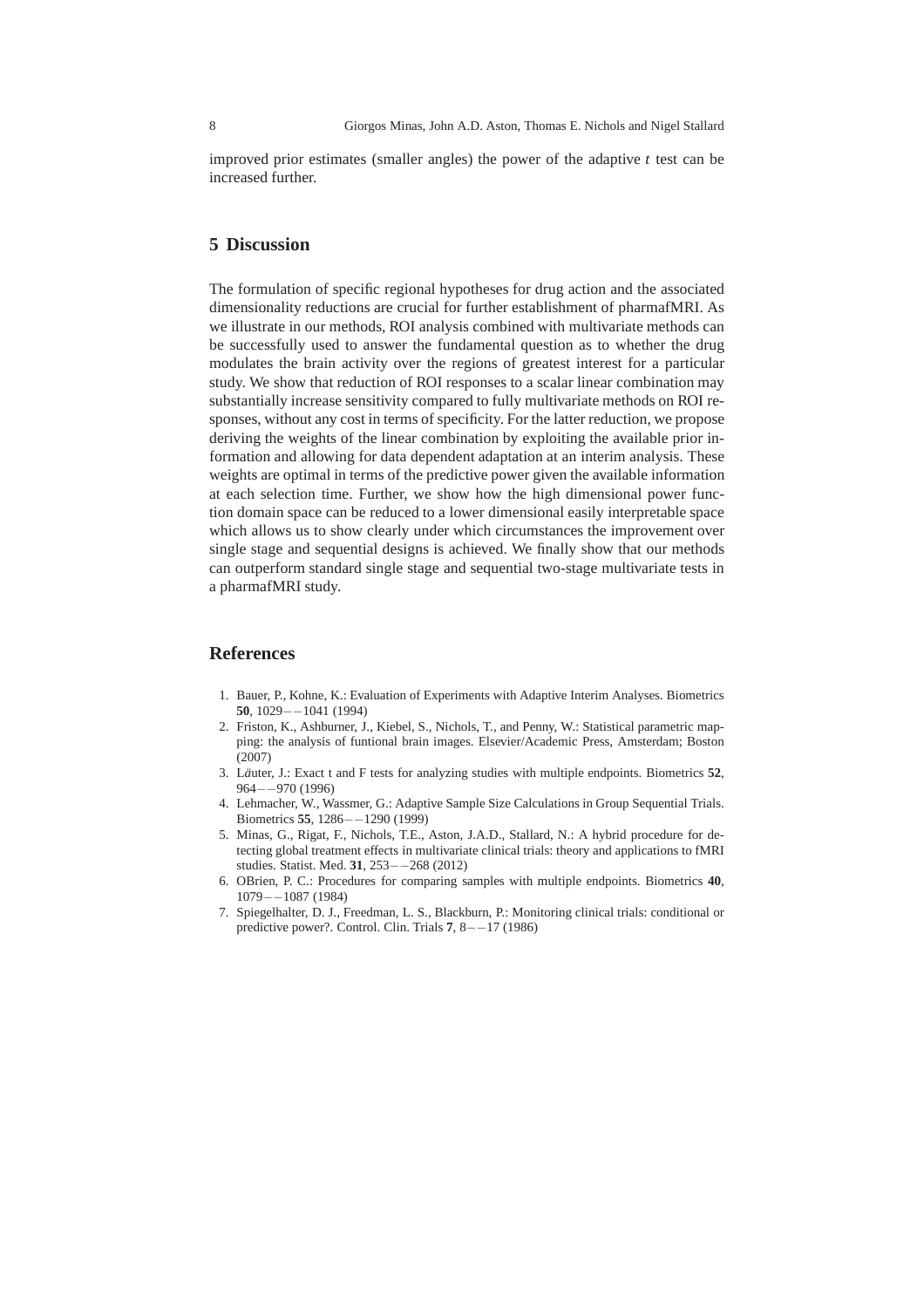improved prior estimates (smaller angles) the power of the adaptive $t$ test can be increased further.

## 5 Discussion

The formulation of specific regional hypotheses for drug action and the associated dimensionality reductions are crucial for further establishment of pharmafMRI. As we illustrate in our methods, ROI analysis combined with multivariate methods can be successfully used to answer the fundamental question as to whether the drug modulates the brain activity over the regions of greatest interest for a particular study. We show that reduction of ROI responses to a scalar linear combination may substantially increase sensitivity compared to fully multivariate methods on ROI responses, without any cost in terms of specificity. For the latter reduction, we propose deriving the weights of the linear combination by exploiting the available prior information and allowing for data dependent adaptation at an interim analysis. These weights are optimal in terms of the predictive power given the available information at each selection time. Further, we show how the high dimensional power function domain space can be reduced to a lower dimensional easily interpretable space which allows us to show clearly under which circumstances the improvement over single stage and sequential designs is achieved. We finally show that our methods can outperform standard single stage and sequential two-stage multivariate tests in a pharmafMRI study.

## References

1. Bauer, P., Kohne, K.: Evaluation of Experiments with Adaptive Interim Analyses. Biometrics **50**, 1029−−1041 (1994)
2. Friston, K., Ashburner, J., Kiebel, S., Nichols, T., and Penny, W.: Statistical parametric mapping: the analysis of funtional brain images. Elsevier/Academic Press, Amsterdam; Boston (2007)
3. Lăuter, J.: Exact t and F tests for analyzing studies with multiple endpoints. Biometrics **52**, 964−−970 (1996)
4. Lehmacher, W., Wassmer, G.: Adaptive Sample Size Calculations in Group Sequential Trials. Biometrics **55**, 1286−−1290 (1999)
5. Minas, G., Rigat, F., Nichols, T.E., Aston, J.A.D., Stallard, N.: A hybrid procedure for detecting global treatment effects in multivariate clinical trials: theory and applications to fMRI studies. Statist. Med. **31**, 253−−268 (2012)
6. OBrien, P. C.: Procedures for comparing samples with multiple endpoints. Biometrics **40**, 1079−−1087 (1984)
7. Spiegelhalter, D. J., Freedman, L. S., Blackburn, P.: Monitoring clinical trials: conditional or predictive power?. Control. Clin. Trials **7**, 8−−17 (1986)